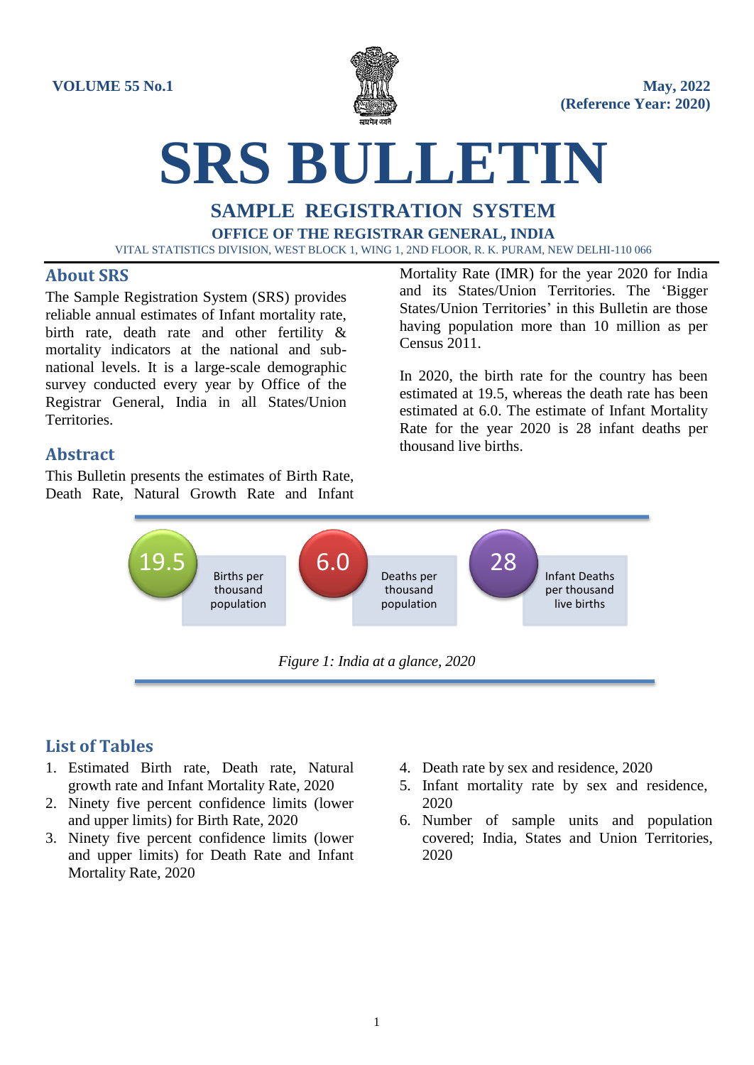VOLUME 55 No.1

May, 2022
(Reference Year: 2020)

# SRS BULLETIN

## SAMPLE REGISTRATION SYSTEM

**OFFICE OF THE REGISTRAR GENERAL, INDIA**

VITAL STATISTICS DIVISION, WEST BLOCK 1, WING 1, 2ND FLOOR, R. K. PURAM, NEW DELHI-110 066

## About SRS

The Sample Registration System (SRS) provides reliable annual estimates of Infant mortality rate, birth rate, death rate and other fertility & mortality indicators at the national and sub-national levels. It is a large-scale demographic survey conducted every year by Office of the Registrar General, India in all States/Union Territories.

## Abstract

This Bulletin presents the estimates of Birth Rate, Death Rate, Natural Growth Rate and Infant Mortality Rate (IMR) for the year 2020 for India and its States/Union Territories. The 'Bigger States/Union Territories' in this Bulletin are those having population more than 10 million as per Census 2011.

In 2020, the birth rate for the country has been estimated at 19.5, whereas the death rate has been estimated at 6.0. The estimate of Infant Mortality Rate for the year 2020 is 28 infant deaths per thousand live births.

19.5 Births per thousand population

6.0 Deaths per thousand population

28 Infant Deaths per thousand live births

*Figure 1: India at a glance, 2020*

## List of Tables

1. Estimated Birth rate, Death rate, Natural growth rate and Infant Mortality Rate, 2020
2. Ninety five percent confidence limits (lower and upper limits) for Birth Rate, 2020
3. Ninety five percent confidence limits (lower and upper limits) for Death Rate and Infant Mortality Rate, 2020
4. Death rate by sex and residence, 2020
5. Infant mortality rate by sex and residence, 2020
6. Number of sample units and population covered; India, States and Union Territories, 2020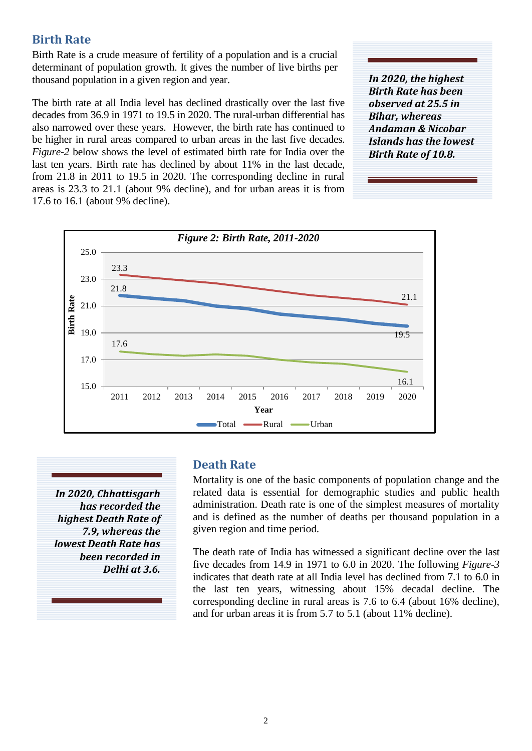## Birth Rate

Birth Rate is a crude measure of fertility of a population and is a crucial determinant of population growth. It gives the number of live births per thousand population in a given region and year.

The birth rate at all India level has declined drastically over the last five decades from 36.9 in 1971 to 19.5 in 2020. The rural-urban differential has also narrowed over these years. However, the birth rate has continued to be higher in rural areas compared to urban areas in the last five decades. *Figure-2* below shows the level of estimated birth rate for India over the last ten years. Birth rate has declined by about 11% in the last decade, from 21.8 in 2011 to 19.5 in 2020. The corresponding decline in rural areas is 23.3 to 21.1 (about 9% decline), and for urban areas it is from 17.6 to 16.1 (about 9% decline).

***In 2020, the highest Birth Rate has been observed at 25.5 in Bihar, whereas Andaman & Nicobar Islands has the lowest Birth Rate of 10.8.***

*Figure 2: Birth Rate, 2011-2020*

## Death Rate

***In 2020, Chhattisgarh has recorded the highest Death Rate of 7.9, whereas the lowest Death Rate has been recorded in Delhi at 3.6.***

Mortality is one of the basic components of population change and the related data is essential for demographic studies and public health administration. Death rate is one of the simplest measures of mortality and is defined as the number of deaths per thousand population in a given region and time period.

The death rate of India has witnessed a significant decline over the last five decades from 14.9 in 1971 to 6.0 in 2020. The following *Figure-3* indicates that death rate at all India level has declined from 7.1 to 6.0 in the last ten years, witnessing about 15% decadal decline. The corresponding decline in rural areas is 7.6 to 6.4 (about 16% decline), and for urban areas it is from 5.7 to 5.1 (about 11% decline).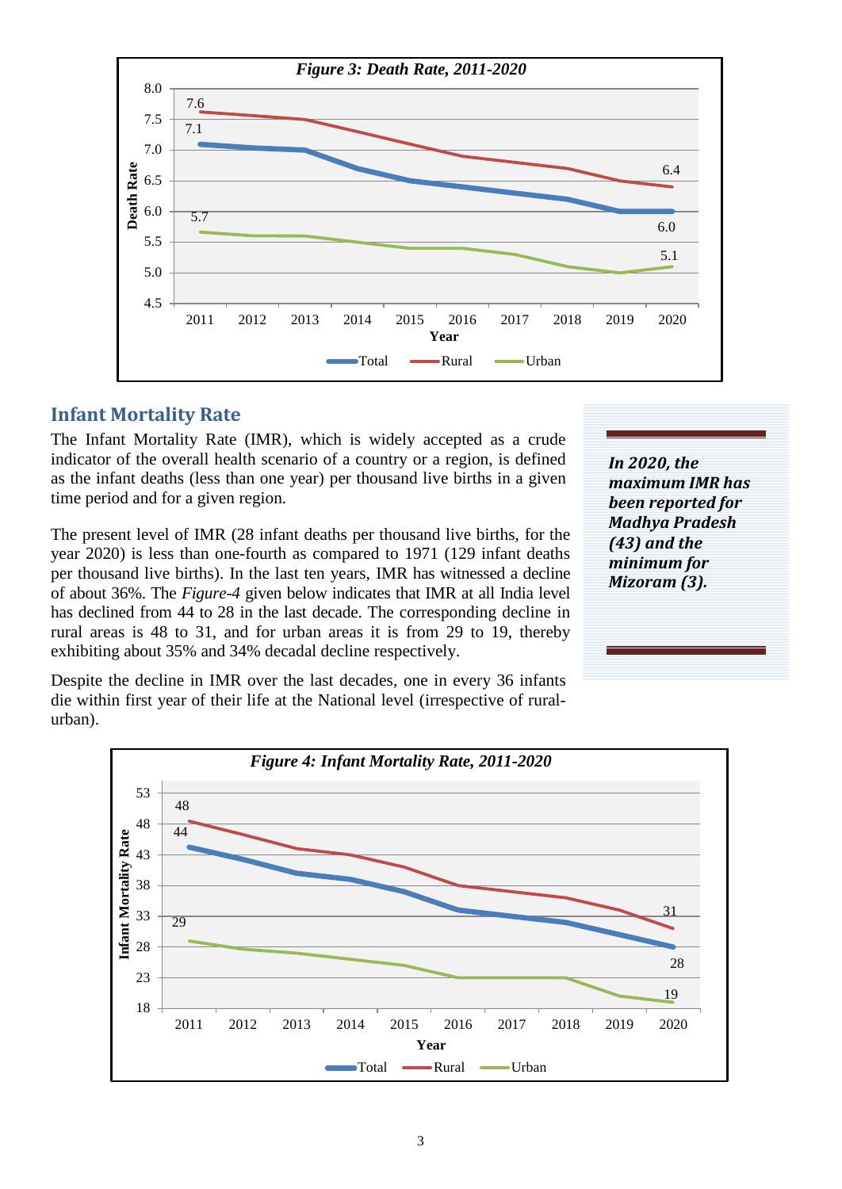*Figure 3: Death Rate, 2011-2020*

## Infant Mortality Rate

The Infant Mortality Rate (IMR), which is widely accepted as a crude indicator of the overall health scenario of a country or a region, is defined as the infant deaths (less than one year) per thousand live births in a given time period and for a given region.

The present level of IMR (28 infant deaths per thousand live births, for the year 2020) is less than one-fourth as compared to 1971 (129 infant deaths per thousand live births). In the last ten years, IMR has witnessed a decline of about 36%. The *Figure-4* given below indicates that IMR at all India level has declined from 44 to 28 in the last decade. The corresponding decline in rural areas is 48 to 31, and for urban areas it is from 29 to 19, thereby exhibiting about 35% and 34% decadal decline respectively.

Despite the decline in IMR over the last decades, one in every 36 infants die within first year of their life at the National level (irrespective of rural-urban).

***In 2020, the maximum IMR has been reported for Madhya Pradesh (43) and the minimum for Mizoram (3).***

*Figure 4: Infant Mortality Rate, 2011-2020*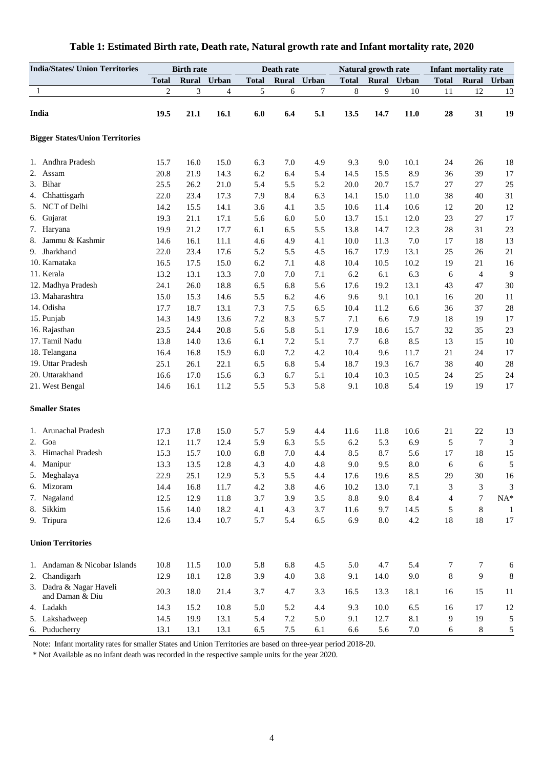# Table 1: Estimated Birth rate, Death rate, Natural growth rate and Infant mortality rate, 2020

| India/States/ Union Territories | Birth rate | | | Death rate | | | Natural growth rate | | | Infant mortality rate | | |
|---|---|---|---|---|---|---|---|---|---|---|---|---|
| | Total | Rural | Urban | Total | Rural | Urban | Total | Rural | Urban | Total | Rural | Urban |
| 1 | 2 | 3 | 4 | 5 | 6 | 7 | 8 | 9 | 10 | 11 | 12 | 13 |
| **India** | **19.5** | **21.1** | **16.1** | **6.0** | **6.4** | **5.1** | **13.5** | **14.7** | **11.0** | **28** | **31** | **19** |
| **Bigger States/Union Territories** | | | | | | | | | | | | |
| 1. Andhra Pradesh | 15.7 | 16.0 | 15.0 | 6.3 | 7.0 | 4.9 | 9.3 | 9.0 | 10.1 | 24 | 26 | 18 |
| 2. Assam | 20.8 | 21.9 | 14.3 | 6.2 | 6.4 | 5.4 | 14.5 | 15.5 | 8.9 | 36 | 39 | 17 |
| 3. Bihar | 25.5 | 26.2 | 21.0 | 5.4 | 5.5 | 5.2 | 20.0 | 20.7 | 15.7 | 27 | 27 | 25 |
| 4. Chhattisgarh | 22.0 | 23.4 | 17.3 | 7.9 | 8.4 | 6.3 | 14.1 | 15.0 | 11.0 | 38 | 40 | 31 |
| 5. NCT of Delhi | 14.2 | 15.5 | 14.1 | 3.6 | 4.1 | 3.5 | 10.6 | 11.4 | 10.6 | 12 | 20 | 12 |
| 6. Gujarat | 19.3 | 21.1 | 17.1 | 5.6 | 6.0 | 5.0 | 13.7 | 15.1 | 12.0 | 23 | 27 | 17 |
| 7. Haryana | 19.9 | 21.2 | 17.7 | 6.1 | 6.5 | 5.5 | 13.8 | 14.7 | 12.3 | 28 | 31 | 23 |
| 8. Jammu & Kashmir | 14.6 | 16.1 | 11.1 | 4.6 | 4.9 | 4.1 | 10.0 | 11.3 | 7.0 | 17 | 18 | 13 |
| 9. Jharkhand | 22.0 | 23.4 | 17.6 | 5.2 | 5.5 | 4.5 | 16.7 | 17.9 | 13.1 | 25 | 26 | 21 |
| 10. Karnataka | 16.5 | 17.5 | 15.0 | 6.2 | 7.1 | 4.8 | 10.4 | 10.5 | 10.2 | 19 | 21 | 16 |
| 11. Kerala | 13.2 | 13.1 | 13.3 | 7.0 | 7.0 | 7.1 | 6.2 | 6.1 | 6.3 | 6 | 4 | 9 |
| 12. Madhya Pradesh | 24.1 | 26.0 | 18.8 | 6.5 | 6.8 | 5.6 | 17.6 | 19.2 | 13.1 | 43 | 47 | 30 |
| 13. Maharashtra | 15.0 | 15.3 | 14.6 | 5.5 | 6.2 | 4.6 | 9.6 | 9.1 | 10.1 | 16 | 20 | 11 |
| 14. Odisha | 17.7 | 18.7 | 13.1 | 7.3 | 7.5 | 6.5 | 10.4 | 11.2 | 6.6 | 36 | 37 | 28 |
| 15. Punjab | 14.3 | 14.9 | 13.6 | 7.2 | 8.3 | 5.7 | 7.1 | 6.6 | 7.9 | 18 | 19 | 17 |
| 16. Rajasthan | 23.5 | 24.4 | 20.8 | 5.6 | 5.8 | 5.1 | 17.9 | 18.6 | 15.7 | 32 | 35 | 23 |
| 17. Tamil Nadu | 13.8 | 14.0 | 13.6 | 6.1 | 7.2 | 5.1 | 7.7 | 6.8 | 8.5 | 13 | 15 | 10 |
| 18. Telangana | 16.4 | 16.8 | 15.9 | 6.0 | 7.2 | 4.2 | 10.4 | 9.6 | 11.7 | 21 | 24 | 17 |
| 19. Uttar Pradesh | 25.1 | 26.1 | 22.1 | 6.5 | 6.8 | 5.4 | 18.7 | 19.3 | 16.7 | 38 | 40 | 28 |
| 20. Uttarakhand | 16.6 | 17.0 | 15.6 | 6.3 | 6.7 | 5.1 | 10.4 | 10.3 | 10.5 | 24 | 25 | 24 |
| 21. West Bengal | 14.6 | 16.1 | 11.2 | 5.5 | 5.3 | 5.8 | 9.1 | 10.8 | 5.4 | 19 | 19 | 17 |
| **Smaller States** | | | | | | | | | | | | |
| 1. Arunachal Pradesh | 17.3 | 17.8 | 15.0 | 5.7 | 5.9 | 4.4 | 11.6 | 11.8 | 10.6 | 21 | 22 | 13 |
| 2. Goa | 12.1 | 11.7 | 12.4 | 5.9 | 6.3 | 5.5 | 6.2 | 5.3 | 6.9 | 5 | 7 | 3 |
| 3. Himachal Pradesh | 15.3 | 15.7 | 10.0 | 6.8 | 7.0 | 4.4 | 8.5 | 8.7 | 5.6 | 17 | 18 | 15 |
| 4. Manipur | 13.3 | 13.5 | 12.8 | 4.3 | 4.0 | 4.8 | 9.0 | 9.5 | 8.0 | 6 | 6 | 5 |
| 5. Meghalaya | 22.9 | 25.1 | 12.9 | 5.3 | 5.5 | 4.4 | 17.6 | 19.6 | 8.5 | 29 | 30 | 16 |
| 6. Mizoram | 14.4 | 16.8 | 11.7 | 4.2 | 3.8 | 4.6 | 10.2 | 13.0 | 7.1 | 3 | 3 | 3 |
| 7. Nagaland | 12.5 | 12.9 | 11.8 | 3.7 | 3.9 | 3.5 | 8.8 | 9.0 | 8.4 | 4 | 7 | NA* |
| 8. Sikkim | 15.6 | 14.0 | 18.2 | 4.1 | 4.3 | 3.7 | 11.6 | 9.7 | 14.5 | 5 | 8 | 1 |
| 9. Tripura | 12.6 | 13.4 | 10.7 | 5.7 | 5.4 | 6.5 | 6.9 | 8.0 | 4.2 | 18 | 18 | 17 |
| **Union Territories** | | | | | | | | | | | | |
| 1. Andaman & Nicobar Islands | 10.8 | 11.5 | 10.0 | 5.8 | 6.8 | 4.5 | 5.0 | 4.7 | 5.4 | 7 | 7 | 6 |
| 2. Chandigarh | 12.9 | 18.1 | 12.8 | 3.9 | 4.0 | 3.8 | 9.1 | 14.0 | 9.0 | 8 | 9 | 8 |
| 3. Dadra & Nagar Haveli and Daman & Diu | 20.3 | 18.0 | 21.4 | 3.7 | 4.7 | 3.3 | 16.5 | 13.3 | 18.1 | 16 | 15 | 11 |
| 4. Ladakh | 14.3 | 15.2 | 10.8 | 5.0 | 5.2 | 4.4 | 9.3 | 10.0 | 6.5 | 16 | 17 | 12 |
| 5. Lakshadweep | 14.5 | 19.9 | 13.1 | 5.4 | 7.2 | 5.0 | 9.1 | 12.7 | 8.1 | 9 | 19 | 5 |
| 6. Puducherry | 13.1 | 13.1 | 13.1 | 6.5 | 7.5 | 6.1 | 6.6 | 5.6 | 7.0 | 6 | 8 | 5 |

Note: Infant mortality rates for smaller States and Union Territories are based on three-year period 2018-20.

* Not Available as no infant death was recorded in the respective sample units for the year 2020.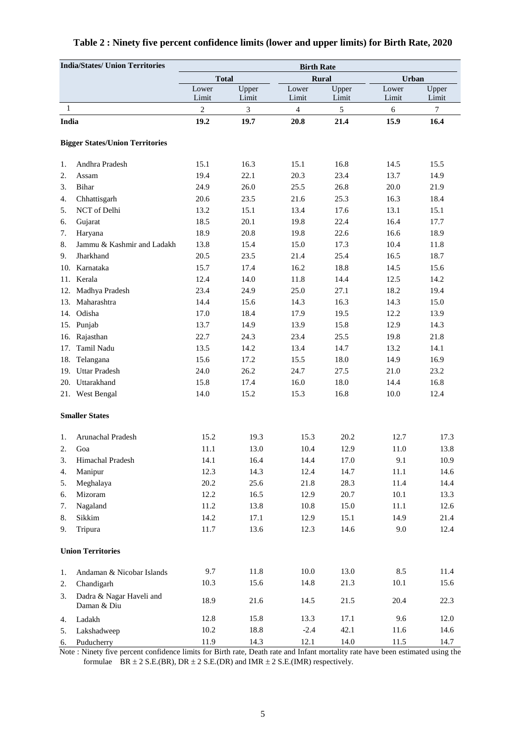**Table 2 : Ninety five percent confidence limits (lower and upper limits) for Birth Rate, 2020**

| India/States/ Union Territories | Birth Rate | | | | | |
|---|---|---|---|---|---|---|
| | Total | | Rural | | Urban | |
| | Lower Limit | Upper Limit | Lower Limit | Upper Limit | Lower Limit | Upper Limit |
| 1 | 2 | 3 | 4 | 5 | 6 | 7 |
| **India** | **19.2** | **19.7** | **20.8** | **21.4** | **15.9** | **16.4** |
| **Bigger States/Union Territories** | | | | | | |
| 1. Andhra Pradesh | 15.1 | 16.3 | 15.1 | 16.8 | 14.5 | 15.5 |
| 2. Assam | 19.4 | 22.1 | 20.3 | 23.4 | 13.7 | 14.9 |
| 3. Bihar | 24.9 | 26.0 | 25.5 | 26.8 | 20.0 | 21.9 |
| 4. Chhattisgarh | 20.6 | 23.5 | 21.6 | 25.3 | 16.3 | 18.4 |
| 5. NCT of Delhi | 13.2 | 15.1 | 13.4 | 17.6 | 13.1 | 15.1 |
| 6. Gujarat | 18.5 | 20.1 | 19.8 | 22.4 | 16.4 | 17.7 |
| 7. Haryana | 18.9 | 20.8 | 19.8 | 22.6 | 16.6 | 18.9 |
| 8. Jammu & Kashmir and Ladakh | 13.8 | 15.4 | 15.0 | 17.3 | 10.4 | 11.8 |
| 9. Jharkhand | 20.5 | 23.5 | 21.4 | 25.4 | 16.5 | 18.7 |
| 10. Karnataka | 15.7 | 17.4 | 16.2 | 18.8 | 14.5 | 15.6 |
| 11. Kerala | 12.4 | 14.0 | 11.8 | 14.4 | 12.5 | 14.2 |
| 12. Madhya Pradesh | 23.4 | 24.9 | 25.0 | 27.1 | 18.2 | 19.4 |
| 13. Maharashtra | 14.4 | 15.6 | 14.3 | 16.3 | 14.3 | 15.0 |
| 14. Odisha | 17.0 | 18.4 | 17.9 | 19.5 | 12.2 | 13.9 |
| 15. Punjab | 13.7 | 14.9 | 13.9 | 15.8 | 12.9 | 14.3 |
| 16. Rajasthan | 22.7 | 24.3 | 23.4 | 25.5 | 19.8 | 21.8 |
| 17. Tamil Nadu | 13.5 | 14.2 | 13.4 | 14.7 | 13.2 | 14.1 |
| 18. Telangana | 15.6 | 17.2 | 15.5 | 18.0 | 14.9 | 16.9 |
| 19. Uttar Pradesh | 24.0 | 26.2 | 24.7 | 27.5 | 21.0 | 23.2 |
| 20. Uttarakhand | 15.8 | 17.4 | 16.0 | 18.0 | 14.4 | 16.8 |
| 21. West Bengal | 14.0 | 15.2 | 15.3 | 16.8 | 10.0 | 12.4 |
| **Smaller States** | | | | | | |
| 1. Arunachal Pradesh | 15.2 | 19.3 | 15.3 | 20.2 | 12.7 | 17.3 |
| 2. Goa | 11.1 | 13.0 | 10.4 | 12.9 | 11.0 | 13.8 |
| 3. Himachal Pradesh | 14.1 | 16.4 | 14.4 | 17.0 | 9.1 | 10.9 |
| 4. Manipur | 12.3 | 14.3 | 12.4 | 14.7 | 11.1 | 14.6 |
| 5. Meghalaya | 20.2 | 25.6 | 21.8 | 28.3 | 11.4 | 14.4 |
| 6. Mizoram | 12.2 | 16.5 | 12.9 | 20.7 | 10.1 | 13.3 |
| 7. Nagaland | 11.2 | 13.8 | 10.8 | 15.0 | 11.1 | 12.6 |
| 8. Sikkim | 14.2 | 17.1 | 12.9 | 15.1 | 14.9 | 21.4 |
| 9. Tripura | 11.7 | 13.6 | 12.3 | 14.6 | 9.0 | 12.4 |
| **Union Territories** | | | | | | |
| 1. Andaman & Nicobar Islands | 9.7 | 11.8 | 10.0 | 13.0 | 8.5 | 11.4 |
| 2. Chandigarh | 10.3 | 15.6 | 14.8 | 21.3 | 10.1 | 15.6 |
| 3. Dadra & Nagar Haveli and Daman & Diu | 18.9 | 21.6 | 14.5 | 21.5 | 20.4 | 22.3 |
| 4. Ladakh | 12.8 | 15.8 | 13.3 | 17.1 | 9.6 | 12.0 |
| 5. Lakshadweep | 10.2 | 18.8 | -2.4 | 42.1 | 11.6 | 14.6 |
| 6. Puducherry | 11.9 | 14.3 | 12.1 | 14.0 | 11.5 | 14.7 |

Note : Ninety five percent confidence limits for Birth rate, Death rate and Infant mortality rate have been estimated using the formulae BR ± 2 S.E.(BR), DR ± 2 S.E.(DR) and IMR ± 2 S.E.(IMR) respectively.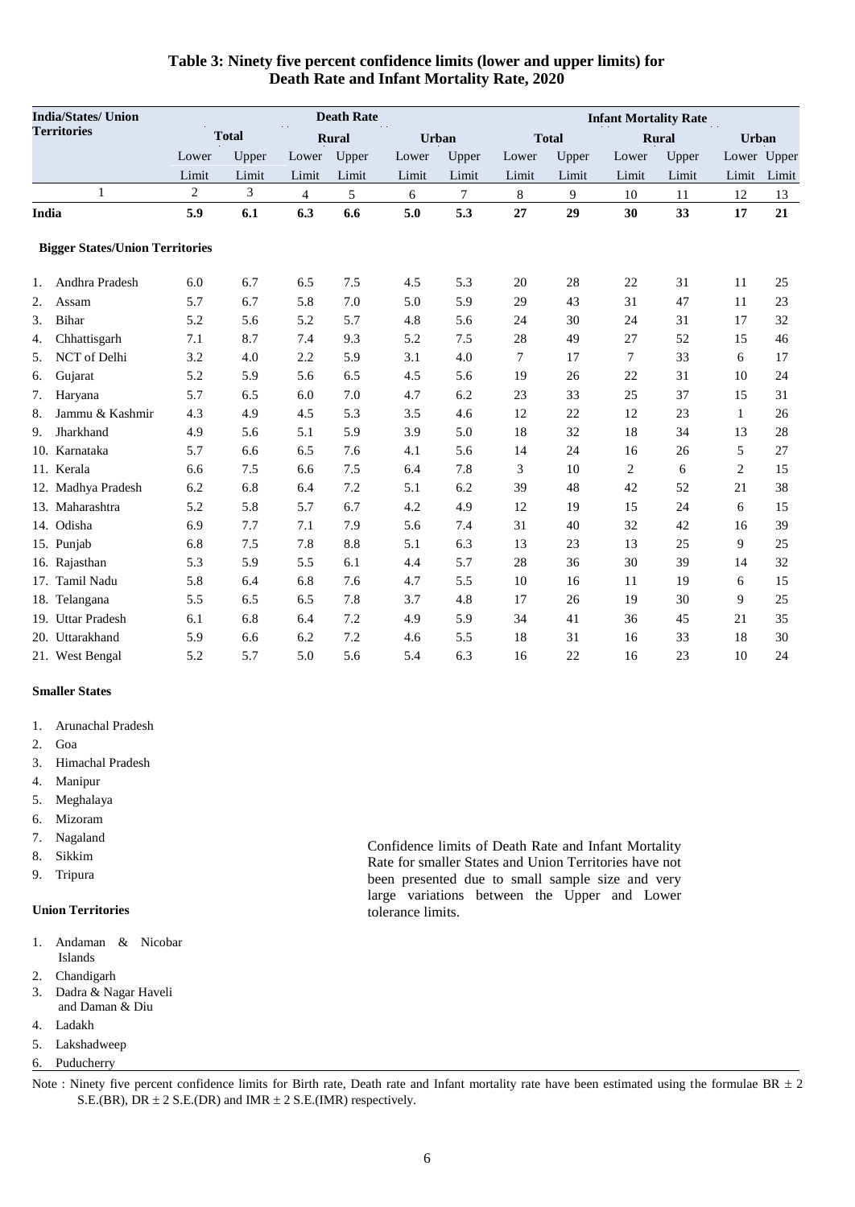### Table 3: Ninety five percent confidence limits (lower and upper limits) for Death Rate and Infant Mortality Rate, 2020

| India/States/ Union Territories | Death Rate | | | | | | Infant Mortality Rate | | | | | |
|---|---|---|---|---|---|---|---|---|---|---|---|---|
| | Total | | Rural | | Urban | | Total | | Rural | | Urban | |
| | Lower Limit | Upper Limit | Lower Limit | Upper Limit | Lower Limit | Upper Limit | Lower Limit | Upper Limit | Lower Limit | Upper Limit | Lower Limit | Upper Limit |
| 1 | 2 | 3 | 4 | 5 | 6 | 7 | 8 | 9 | 10 | 11 | 12 | 13 |
| **India** | **5.9** | **6.1** | **6.3** | **6.6** | **5.0** | **5.3** | **27** | **29** | **30** | **33** | **17** | **21** |
| **Bigger States/Union Territories** | | | | | | | | | | | | |
| 1. Andhra Pradesh | 6.0 | 6.7 | 6.5 | 7.5 | 4.5 | 5.3 | 20 | 28 | 22 | 31 | 11 | 25 |
| 2. Assam | 5.7 | 6.7 | 5.8 | 7.0 | 5.0 | 5.9 | 29 | 43 | 31 | 47 | 11 | 23 |
| 3. Bihar | 5.2 | 5.6 | 5.2 | 5.7 | 4.8 | 5.6 | 24 | 30 | 24 | 31 | 17 | 32 |
| 4. Chhattisgarh | 7.1 | 8.7 | 7.4 | 9.3 | 5.2 | 7.5 | 28 | 49 | 27 | 52 | 15 | 46 |
| 5. NCT of Delhi | 3.2 | 4.0 | 2.2 | 5.9 | 3.1 | 4.0 | 7 | 17 | 7 | 33 | 6 | 17 |
| 6. Gujarat | 5.2 | 5.9 | 5.6 | 6.5 | 4.5 | 5.6 | 19 | 26 | 22 | 31 | 10 | 24 |
| 7. Haryana | 5.7 | 6.5 | 6.0 | 7.0 | 4.7 | 6.2 | 23 | 33 | 25 | 37 | 15 | 31 |
| 8. Jammu & Kashmir | 4.3 | 4.9 | 4.5 | 5.3 | 3.5 | 4.6 | 12 | 22 | 12 | 23 | 1 | 26 |
| 9. Jharkhand | 4.9 | 5.6 | 5.1 | 5.9 | 3.9 | 5.0 | 18 | 32 | 18 | 34 | 13 | 28 |
| 10. Karnataka | 5.7 | 6.6 | 6.5 | 7.6 | 4.1 | 5.6 | 14 | 24 | 16 | 26 | 5 | 27 |
| 11. Kerala | 6.6 | 7.5 | 6.6 | 7.5 | 6.4 | 7.8 | 3 | 10 | 2 | 6 | 2 | 15 |
| 12. Madhya Pradesh | 6.2 | 6.8 | 6.4 | 7.2 | 5.1 | 6.2 | 39 | 48 | 42 | 52 | 21 | 38 |
| 13. Maharashtra | 5.2 | 5.8 | 5.7 | 6.7 | 4.2 | 4.9 | 12 | 19 | 15 | 24 | 6 | 15 |
| 14. Odisha | 6.9 | 7.7 | 7.1 | 7.9 | 5.6 | 7.4 | 31 | 40 | 32 | 42 | 16 | 39 |
| 15. Punjab | 6.8 | 7.5 | 7.8 | 8.8 | 5.1 | 6.3 | 13 | 23 | 13 | 25 | 9 | 25 |
| 16. Rajasthan | 5.3 | 5.9 | 5.5 | 6.1 | 4.4 | 5.7 | 28 | 36 | 30 | 39 | 14 | 32 |
| 17. Tamil Nadu | 5.8 | 6.4 | 6.8 | 7.6 | 4.7 | 5.5 | 10 | 16 | 11 | 19 | 6 | 15 |
| 18. Telangana | 5.5 | 6.5 | 6.5 | 7.8 | 3.7 | 4.8 | 17 | 26 | 19 | 30 | 9 | 25 |
| 19. Uttar Pradesh | 6.1 | 6.8 | 6.4 | 7.2 | 4.9 | 5.9 | 34 | 41 | 36 | 45 | 21 | 35 |
| 20. Uttarakhand | 5.9 | 6.6 | 6.2 | 7.2 | 4.6 | 5.5 | 18 | 31 | 16 | 33 | 18 | 30 |
| 21. West Bengal | 5.2 | 5.7 | 5.0 | 5.6 | 5.4 | 6.3 | 16 | 22 | 16 | 23 | 10 | 24 |

**Smaller States**

1. Arunachal Pradesh
2. Goa
3. Himachal Pradesh
4. Manipur
5. Meghalaya
6. Mizoram
7. Nagaland
8. Sikkim
9. Tripura

**Union Territories**

1. Andaman & Nicobar Islands
2. Chandigarh
3. Dadra & Nagar Haveli and Daman & Diu
4. Ladakh
5. Lakshadweep
6. Puducherry

Confidence limits of Death Rate and Infant Mortality Rate for smaller States and Union Territories have not been presented due to small sample size and very large variations between the Upper and Lower tolerance limits.

Note : Ninety five percent confidence limits for Birth rate, Death rate and Infant mortality rate have been estimated using the formulae BR ± 2 S.E.(BR), DR ± 2 S.E.(DR) and IMR ± 2 S.E.(IMR) respectively.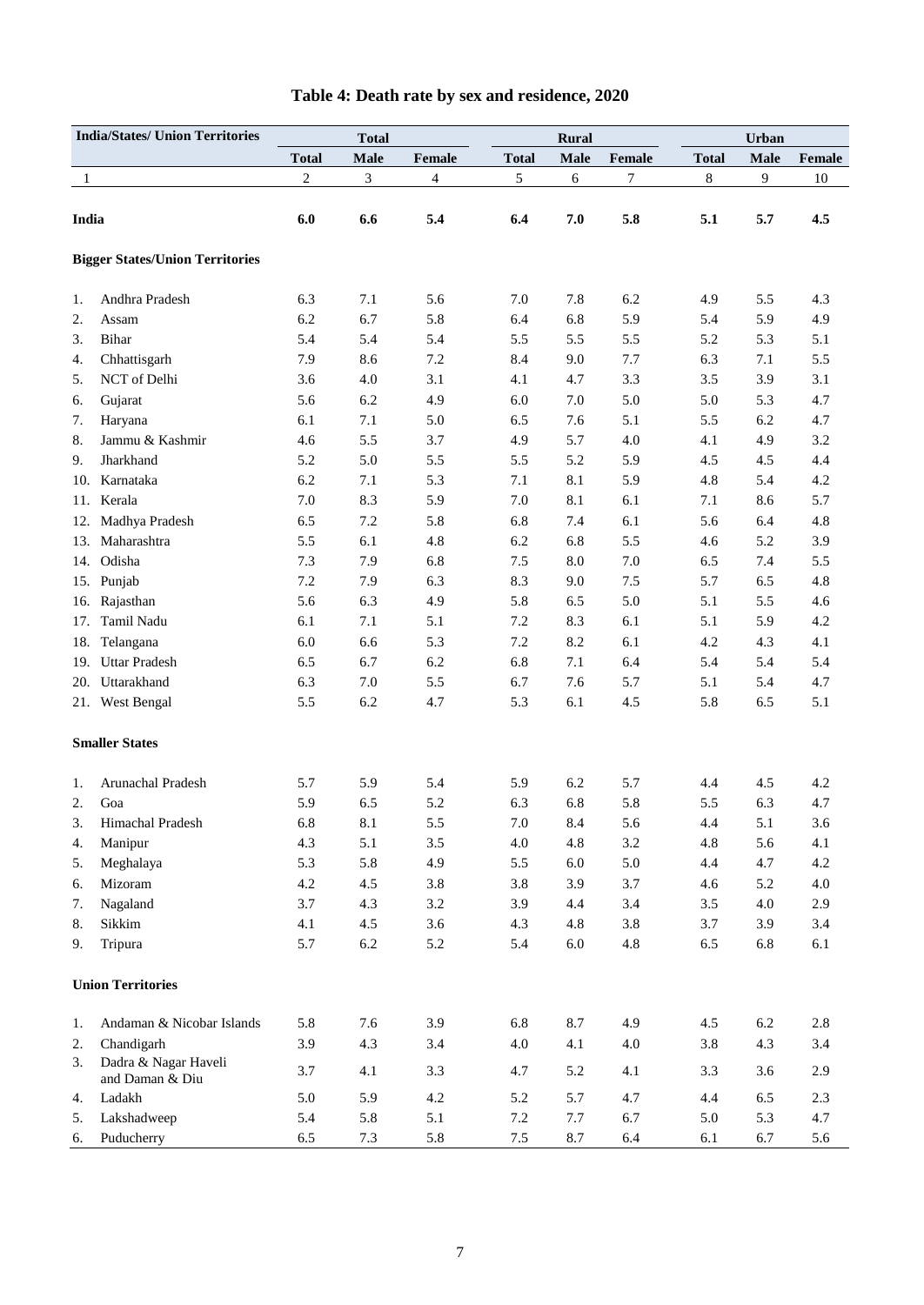# Table 4: Death rate by sex and residence, 2020

| India/States/ Union Territories | Total | | | Rural | | | Urban | | |
|---|---|---|---|---|---|---|---|---|---|
| | Total | Male | Female | Total | Male | Female | Total | Male | Female |
| 1 | 2 | 3 | 4 | 5 | 6 | 7 | 8 | 9 | 10 |
| **India** | **6.0** | **6.6** | **5.4** | **6.4** | **7.0** | **5.8** | **5.1** | **5.7** | **4.5** |
| **Bigger States/Union Territories** | | | | | | | | | |
| 1. Andhra Pradesh | 6.3 | 7.1 | 5.6 | 7.0 | 7.8 | 6.2 | 4.9 | 5.5 | 4.3 |
| 2. Assam | 6.2 | 6.7 | 5.8 | 6.4 | 6.8 | 5.9 | 5.4 | 5.9 | 4.9 |
| 3. Bihar | 5.4 | 5.4 | 5.4 | 5.5 | 5.5 | 5.5 | 5.2 | 5.3 | 5.1 |
| 4. Chhattisgarh | 7.9 | 8.6 | 7.2 | 8.4 | 9.0 | 7.7 | 6.3 | 7.1 | 5.5 |
| 5. NCT of Delhi | 3.6 | 4.0 | 3.1 | 4.1 | 4.7 | 3.3 | 3.5 | 3.9 | 3.1 |
| 6. Gujarat | 5.6 | 6.2 | 4.9 | 6.0 | 7.0 | 5.0 | 5.0 | 5.3 | 4.7 |
| 7. Haryana | 6.1 | 7.1 | 5.0 | 6.5 | 7.6 | 5.1 | 5.5 | 6.2 | 4.7 |
| 8. Jammu & Kashmir | 4.6 | 5.5 | 3.7 | 4.9 | 5.7 | 4.0 | 4.1 | 4.9 | 3.2 |
| 9. Jharkhand | 5.2 | 5.0 | 5.5 | 5.5 | 5.2 | 5.9 | 4.5 | 4.5 | 4.4 |
| 10. Karnataka | 6.2 | 7.1 | 5.3 | 7.1 | 8.1 | 5.9 | 4.8 | 5.4 | 4.2 |
| 11. Kerala | 7.0 | 8.3 | 5.9 | 7.0 | 8.1 | 6.1 | 7.1 | 8.6 | 5.7 |
| 12. Madhya Pradesh | 6.5 | 7.2 | 5.8 | 6.8 | 7.4 | 6.1 | 5.6 | 6.4 | 4.8 |
| 13. Maharashtra | 5.5 | 6.1 | 4.8 | 6.2 | 6.8 | 5.5 | 4.6 | 5.2 | 3.9 |
| 14. Odisha | 7.3 | 7.9 | 6.8 | 7.5 | 8.0 | 7.0 | 6.5 | 7.4 | 5.5 |
| 15. Punjab | 7.2 | 7.9 | 6.3 | 8.3 | 9.0 | 7.5 | 5.7 | 6.5 | 4.8 |
| 16. Rajasthan | 5.6 | 6.3 | 4.9 | 5.8 | 6.5 | 5.0 | 5.1 | 5.5 | 4.6 |
| 17. Tamil Nadu | 6.1 | 7.1 | 5.1 | 7.2 | 8.3 | 6.1 | 5.1 | 5.9 | 4.2 |
| 18. Telangana | 6.0 | 6.6 | 5.3 | 7.2 | 8.2 | 6.1 | 4.2 | 4.3 | 4.1 |
| 19. Uttar Pradesh | 6.5 | 6.7 | 6.2 | 6.8 | 7.1 | 6.4 | 5.4 | 5.4 | 5.4 |
| 20. Uttarakhand | 6.3 | 7.0 | 5.5 | 6.7 | 7.6 | 5.7 | 5.1 | 5.4 | 4.7 |
| 21. West Bengal | 5.5 | 6.2 | 4.7 | 5.3 | 6.1 | 4.5 | 5.8 | 6.5 | 5.1 |
| **Smaller States** | | | | | | | | | |
| 1. Arunachal Pradesh | 5.7 | 5.9 | 5.4 | 5.9 | 6.2 | 5.7 | 4.4 | 4.5 | 4.2 |
| 2. Goa | 5.9 | 6.5 | 5.2 | 6.3 | 6.8 | 5.8 | 5.5 | 6.3 | 4.7 |
| 3. Himachal Pradesh | 6.8 | 8.1 | 5.5 | 7.0 | 8.4 | 5.6 | 4.4 | 5.1 | 3.6 |
| 4. Manipur | 4.3 | 5.1 | 3.5 | 4.0 | 4.8 | 3.2 | 4.8 | 5.6 | 4.1 |
| 5. Meghalaya | 5.3 | 5.8 | 4.9 | 5.5 | 6.0 | 5.0 | 4.4 | 4.7 | 4.2 |
| 6. Mizoram | 4.2 | 4.5 | 3.8 | 3.8 | 3.9 | 3.7 | 4.6 | 5.2 | 4.0 |
| 7. Nagaland | 3.7 | 4.3 | 3.2 | 3.9 | 4.4 | 3.4 | 3.5 | 4.0 | 2.9 |
| 8. Sikkim | 4.1 | 4.5 | 3.6 | 4.3 | 4.8 | 3.8 | 3.7 | 3.9 | 3.4 |
| 9. Tripura | 5.7 | 6.2 | 5.2 | 5.4 | 6.0 | 4.8 | 6.5 | 6.8 | 6.1 |
| **Union Territories** | | | | | | | | | |
| 1. Andaman & Nicobar Islands | 5.8 | 7.6 | 3.9 | 6.8 | 8.7 | 4.9 | 4.5 | 6.2 | 2.8 |
| 2. Chandigarh | 3.9 | 4.3 | 3.4 | 4.0 | 4.1 | 4.0 | 3.8 | 4.3 | 3.4 |
| 3. Dadra & Nagar Haveli and Daman & Diu | 3.7 | 4.1 | 3.3 | 4.7 | 5.2 | 4.1 | 3.3 | 3.6 | 2.9 |
| 4. Ladakh | 5.0 | 5.9 | 4.2 | 5.2 | 5.7 | 4.7 | 4.4 | 6.5 | 2.3 |
| 5. Lakshadweep | 5.4 | 5.8 | 5.1 | 7.2 | 7.7 | 6.7 | 5.0 | 5.3 | 4.7 |
| 6. Puducherry | 6.5 | 7.3 | 5.8 | 7.5 | 8.7 | 6.4 | 6.1 | 6.7 | 5.6 |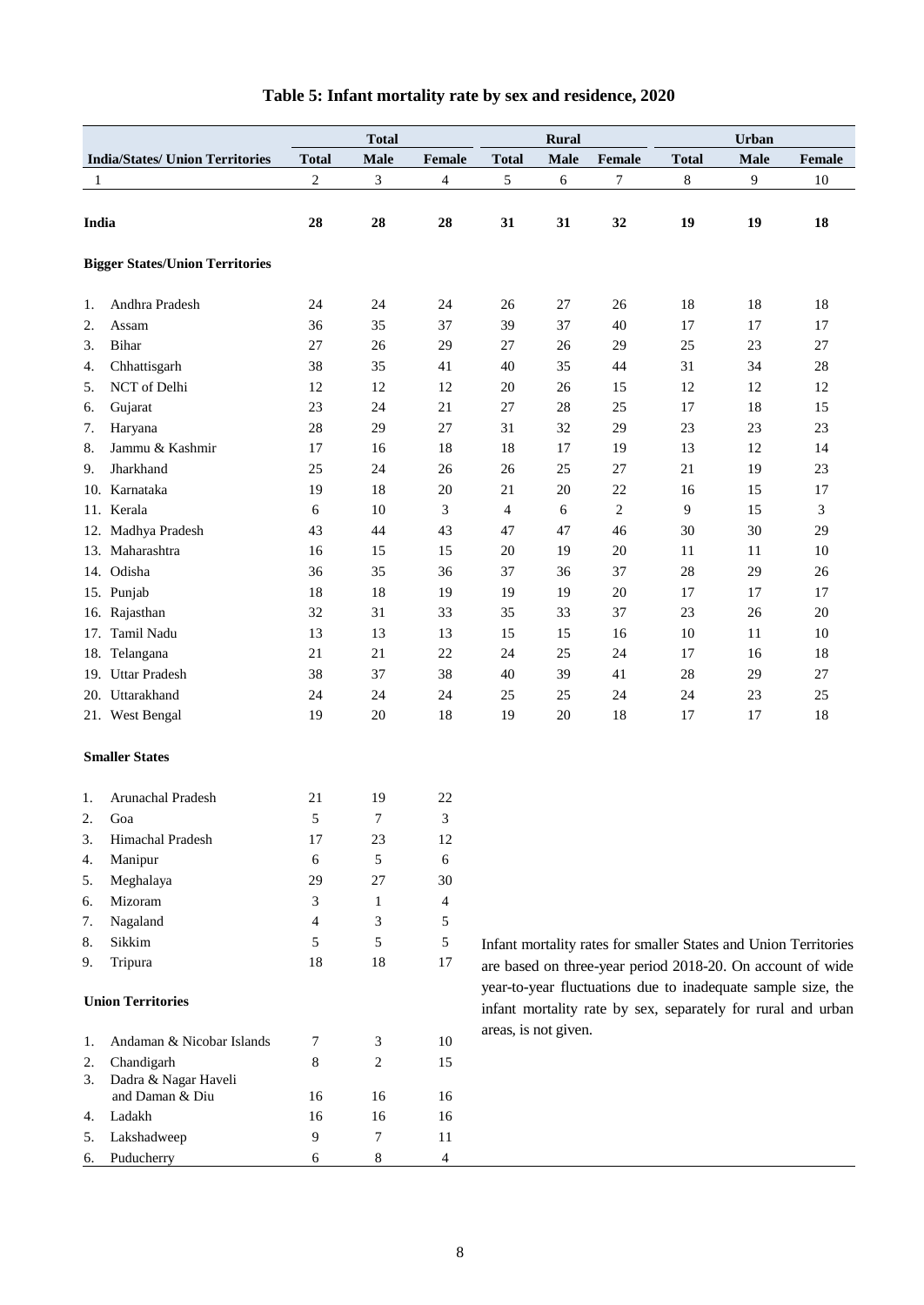## Table 5: Infant mortality rate by sex and residence, 2020

| India/States/ Union Territories | Total | | | Rural | | | Urban | | |
|---|---|---|---|---|---|---|---|---|---|
| | Total | Male | Female | Total | Male | Female | Total | Male | Female |
| 1 | 2 | 3 | 4 | 5 | 6 | 7 | 8 | 9 | 10 |
| **India** | **28** | **28** | **28** | **31** | **31** | **32** | **19** | **19** | **18** |
| **Bigger States/Union Territories** | | | | | | | | | |
| 1. Andhra Pradesh | 24 | 24 | 24 | 26 | 27 | 26 | 18 | 18 | 18 |
| 2. Assam | 36 | 35 | 37 | 39 | 37 | 40 | 17 | 17 | 17 |
| 3. Bihar | 27 | 26 | 29 | 27 | 26 | 29 | 25 | 23 | 27 |
| 4. Chhattisgarh | 38 | 35 | 41 | 40 | 35 | 44 | 31 | 34 | 28 |
| 5. NCT of Delhi | 12 | 12 | 12 | 20 | 26 | 15 | 12 | 12 | 12 |
| 6. Gujarat | 23 | 24 | 21 | 27 | 28 | 25 | 17 | 18 | 15 |
| 7. Haryana | 28 | 29 | 27 | 31 | 32 | 29 | 23 | 23 | 23 |
| 8. Jammu & Kashmir | 17 | 16 | 18 | 18 | 17 | 19 | 13 | 12 | 14 |
| 9. Jharkhand | 25 | 24 | 26 | 26 | 25 | 27 | 21 | 19 | 23 |
| 10. Karnataka | 19 | 18 | 20 | 21 | 20 | 22 | 16 | 15 | 17 |
| 11. Kerala | 6 | 10 | 3 | 4 | 6 | 2 | 9 | 15 | 3 |
| 12. Madhya Pradesh | 43 | 44 | 43 | 47 | 47 | 46 | 30 | 30 | 29 |
| 13. Maharashtra | 16 | 15 | 15 | 20 | 19 | 20 | 11 | 11 | 10 |
| 14. Odisha | 36 | 35 | 36 | 37 | 36 | 37 | 28 | 29 | 26 |
| 15. Punjab | 18 | 18 | 19 | 19 | 19 | 20 | 17 | 17 | 17 |
| 16. Rajasthan | 32 | 31 | 33 | 35 | 33 | 37 | 23 | 26 | 20 |
| 17. Tamil Nadu | 13 | 13 | 13 | 15 | 15 | 16 | 10 | 11 | 10 |
| 18. Telangana | 21 | 21 | 22 | 24 | 25 | 24 | 17 | 16 | 18 |
| 19. Uttar Pradesh | 38 | 37 | 38 | 40 | 39 | 41 | 28 | 29 | 27 |
| 20. Uttarakhand | 24 | 24 | 24 | 25 | 25 | 24 | 24 | 23 | 25 |
| 21. West Bengal | 19 | 20 | 18 | 19 | 20 | 18 | 17 | 17 | 18 |
| **Smaller States** | | | | | | | | | |
| 1. Arunachal Pradesh | 21 | 19 | 22 | | | | | | |
| 2. Goa | 5 | 7 | 3 | | | | | | |
| 3. Himachal Pradesh | 17 | 23 | 12 | | | | | | |
| 4. Manipur | 6 | 5 | 6 | | | | | | |
| 5. Meghalaya | 29 | 27 | 30 | | | | | | |
| 6. Mizoram | 3 | 1 | 4 | | | | | | |
| 7. Nagaland | 4 | 3 | 5 | | | | | | |
| 8. Sikkim | 5 | 5 | 5 | | | | | | |
| 9. Tripura | 18 | 18 | 17 | | | | | | |
| **Union Territories** | | | | | | | | | |
| 1. Andaman & Nicobar Islands | 7 | 3 | 10 | | | | | | |
| 2. Chandigarh | 8 | 2 | 15 | | | | | | |
| 3. Dadra & Nagar Haveli and Daman & Diu | 16 | 16 | 16 | | | | | | |
| 4. Ladakh | 16 | 16 | 16 | | | | | | |
| 5. Lakshadweep | 9 | 7 | 11 | | | | | | |
| 6. Puducherry | 6 | 8 | 4 | | | | | | |

Infant mortality rates for smaller States and Union Territories are based on three-year period 2018-20. On account of wide year-to-year fluctuations due to inadequate sample size, the infant mortality rate by sex, separately for rural and urban areas, is not given.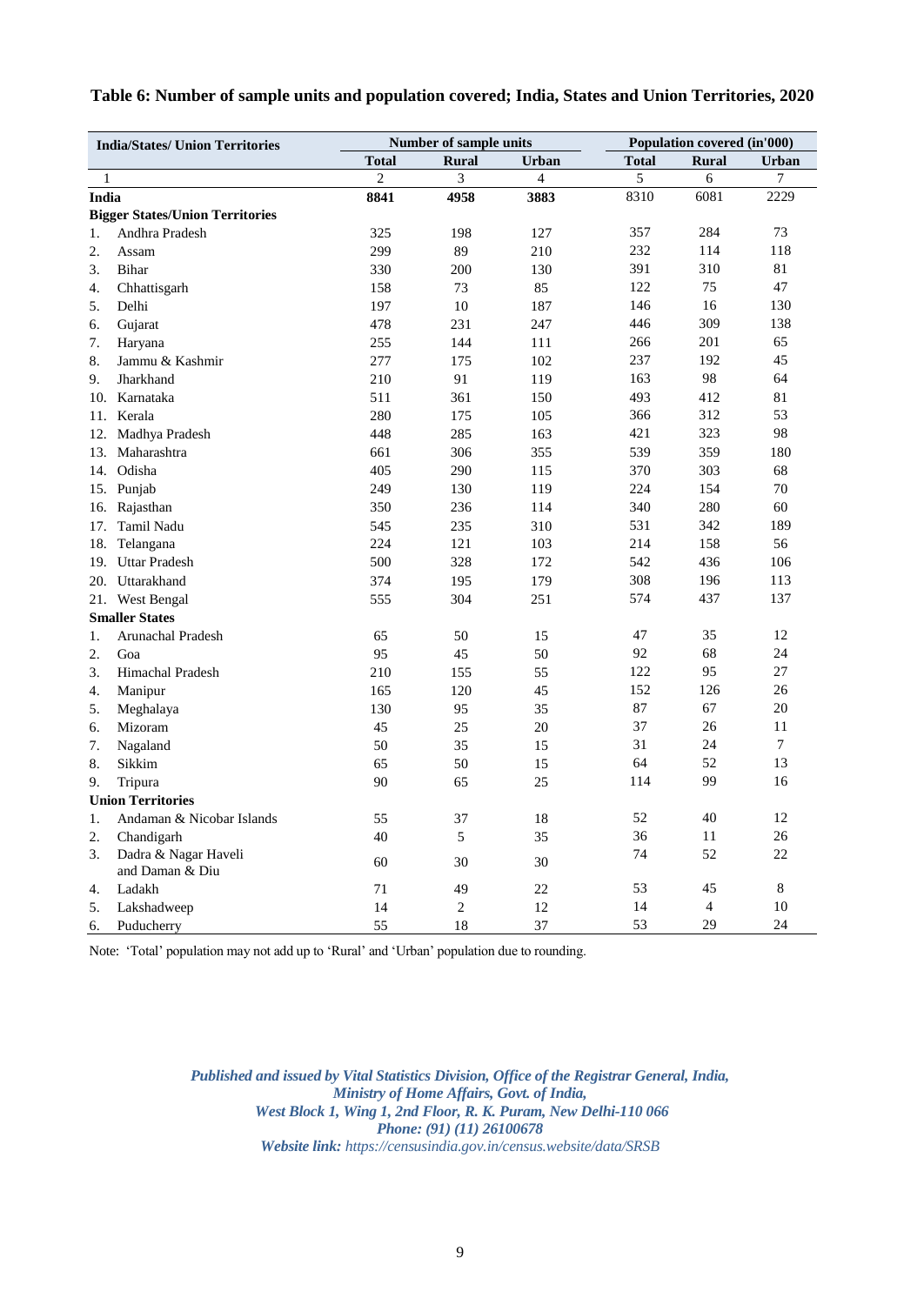**Table 6: Number of sample units and population covered; India, States and Union Territories, 2020**

| India/States/ Union Territories | Number of sample units | | | Population covered (in'000) | | |
|---|---|---|---|---|---|---|
| | Total | Rural | Urban | Total | Rural | Urban |
| 1 | 2 | 3 | 4 | 5 | 6 | 7 |
| **India** | **8841** | **4958** | **3883** | 8310 | 6081 | 2229 |
| **Bigger States/Union Territories** | | | | | | |
| 1. Andhra Pradesh | 325 | 198 | 127 | 357 | 284 | 73 |
| 2. Assam | 299 | 89 | 210 | 232 | 114 | 118 |
| 3. Bihar | 330 | 200 | 130 | 391 | 310 | 81 |
| 4. Chhattisgarh | 158 | 73 | 85 | 122 | 75 | 47 |
| 5. Delhi | 197 | 10 | 187 | 146 | 16 | 130 |
| 6. Gujarat | 478 | 231 | 247 | 446 | 309 | 138 |
| 7. Haryana | 255 | 144 | 111 | 266 | 201 | 65 |
| 8. Jammu & Kashmir | 277 | 175 | 102 | 237 | 192 | 45 |
| 9. Jharkhand | 210 | 91 | 119 | 163 | 98 | 64 |
| 10. Karnataka | 511 | 361 | 150 | 493 | 412 | 81 |
| 11. Kerala | 280 | 175 | 105 | 366 | 312 | 53 |
| 12. Madhya Pradesh | 448 | 285 | 163 | 421 | 323 | 98 |
| 13. Maharashtra | 661 | 306 | 355 | 539 | 359 | 180 |
| 14. Odisha | 405 | 290 | 115 | 370 | 303 | 68 |
| 15. Punjab | 249 | 130 | 119 | 224 | 154 | 70 |
| 16. Rajasthan | 350 | 236 | 114 | 340 | 280 | 60 |
| 17. Tamil Nadu | 545 | 235 | 310 | 531 | 342 | 189 |
| 18. Telangana | 224 | 121 | 103 | 214 | 158 | 56 |
| 19. Uttar Pradesh | 500 | 328 | 172 | 542 | 436 | 106 |
| 20. Uttarakhand | 374 | 195 | 179 | 308 | 196 | 113 |
| 21. West Bengal | 555 | 304 | 251 | 574 | 437 | 137 |
| **Smaller States** | | | | | | |
| 1. Arunachal Pradesh | 65 | 50 | 15 | 47 | 35 | 12 |
| 2. Goa | 95 | 45 | 50 | 92 | 68 | 24 |
| 3. Himachal Pradesh | 210 | 155 | 55 | 122 | 95 | 27 |
| 4. Manipur | 165 | 120 | 45 | 152 | 126 | 26 |
| 5. Meghalaya | 130 | 95 | 35 | 87 | 67 | 20 |
| 6. Mizoram | 45 | 25 | 20 | 37 | 26 | 11 |
| 7. Nagaland | 50 | 35 | 15 | 31 | 24 | 7 |
| 8. Sikkim | 65 | 50 | 15 | 64 | 52 | 13 |
| 9. Tripura | 90 | 65 | 25 | 114 | 99 | 16 |
| **Union Territories** | | | | | | |
| 1. Andaman & Nicobar Islands | 55 | 37 | 18 | 52 | 40 | 12 |
| 2. Chandigarh | 40 | 5 | 35 | 36 | 11 | 26 |
| 3. Dadra & Nagar Haveli and Daman & Diu | 60 | 30 | 30 | 74 | 52 | 22 |
| 4. Ladakh | 71 | 49 | 22 | 53 | 45 | 8 |
| 5. Lakshadweep | 14 | 2 | 12 | 14 | 4 | 10 |
| 6. Puducherry | 55 | 18 | 37 | 53 | 29 | 24 |

Note: 'Total' population may not add up to 'Rural' and 'Urban' population due to rounding.

*Published and issued by Vital Statistics Division, Office of the Registrar General, India,*
*Ministry of Home Affairs, Govt. of India,*
*West Block 1, Wing 1, 2nd Floor, R. K. Puram, New Delhi-110 066*
*Phone: (91) (11) 26100678*
***Website link:** https://censusindia.gov.in/census.website/data/SRSB*